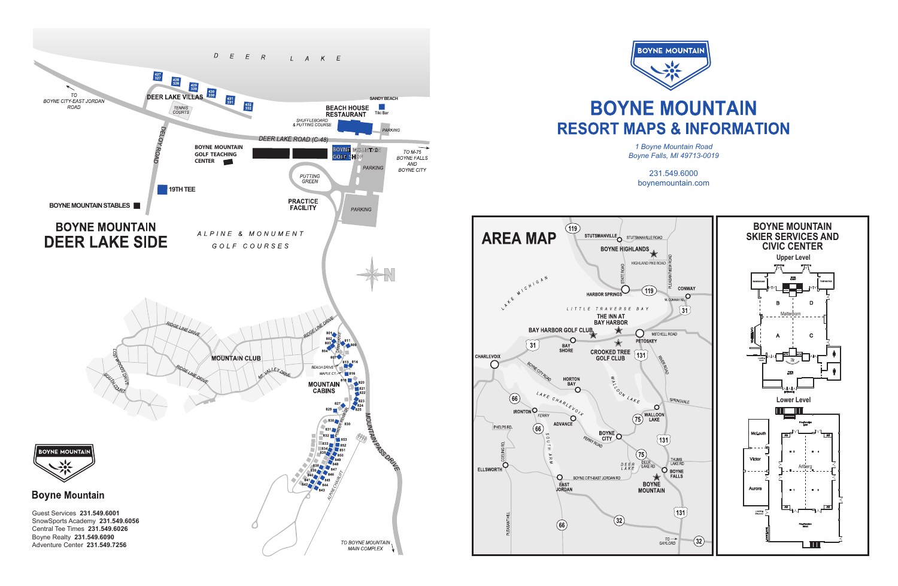# BOYNE MOUNTAIN
## RESORT MAPS & INFORMATION

*1 Boyne Mountain Road*
*Boyne Falls, MI 49713-0019*

231.549.6000
boynemountain.com

## BOYNE MOUNTAIN DEER LAKE SIDE

DEER LAKE

TO BOYNE CITY-EAST JORDAN ROAD

DEER LAKE VILLAS

427 327 | 428 328 | 429 329 | 430 330 | 431 331 | 432 332

TENNIS COURTS

SANDY BEACH

BEACH HOUSE RESTAURANT

Tiki Bar

SHUFFLEBOARD & PUTTING COURSE

PARKING

DEER LAKE ROAD (C-48)

DELOY ROAD

BOYNE MOUNTAIN GOLF TEACHING CENTER

BOYNE MOUNTAIN GOLF SHOP

TO M-75 BOYNE FALLS AND BOYNE CITY

PARKING

PUTTING GREEN

19TH TEE

BOYNE MOUNTAIN STABLES

PRACTICE FACILITY

PARKING

ALPINE & MONUMENT GOLF COURSES

N

RIDGE LINE DRIVE

LOST WOODS DRIVE

SOUTH COURT

MOUNTAIN CLUB

MT. VALLEY DRIVE

BEACH DRIVE

MAPLE CT.

MOUNTAIN CABINS

801 802 803 804 807 809 811 813 814 816 818 820 821 822 823 824 825 827 829 830 831 832 833 834 835 838 839 840 841 842 843 844 845 846 847 848 849 850 851 852 853

ALPINE CHAIRLIFT

MOUNTAIN PASS DRIVE

TO BOYNE MOUNTAIN MAIN COMPLEX

**Boyne Mountain**

Guest Services **231.549.6001**
SnowSports Academy **231.549.6056**
Central Tee Times **231.549.6026**
Boyne Realty **231.549.6090**
Adventure Center **231.549.7256**

## AREA MAP

119 · STUTSMANVILLE · STUTSMANVILLE ROAD · BOYNE HIGHLANDS · HIGHLAND PIKE ROAD · STATE ROAD · PLEASANTVIEW ROAD · LAKE MICHIGAN · HARBOR SPRINGS · 119 · CONWAY · W. CONWAY RD. · LITTLE TRAVERSE BAY · 31 · THE INN AT BAY HARBOR · BAY HARBOR GOLF CLUB · MITCHELL ROAD · PETOSKEY · 31 · BAY SHORE · CROOKED TREE GOLF CLUB · 131 · CHARLEVOIX · BOYNE CITY ROAD · RIVER ROAD · HORTON BAY · WALLOON LAKE · 66 · LAKE CHARLEVOIX · SPRINGVALE · IRONTON · FERRY · WALLOON LAKE · 75 · ADVANCE · PHELPS RD. · 66 · SOUTH ARM · BOYNE CITY · 131 · FERRY ROAD · 75 · COSSLING RD. · THUMB LAKE RD · ELLSWORTH · DEER LAKE · DEER LAKE RD · BOYNE FALLS · BOYNE CITY-EAST JORDAN RD · EAST JORDAN · BOYNE MOUNTAIN · 131 · PLEASANT HILL · 66 · 32 · TO GAYLORD · 32

## BOYNE MOUNTAIN SKIER SERVICES AND CIVIC CENTER

### Upper Level

B · D · Matterhorn · A · C

### Lower Level

McLouth · Victor · Aurora · Arlberg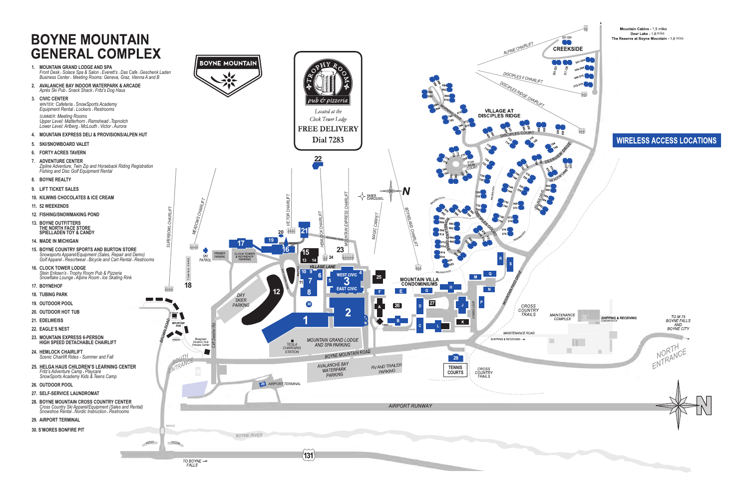# BOYNE MOUNTAIN GENERAL COMPLEX

1. **MOUNTAIN GRAND LODGE AND SPA**
   *Front Desk . Solace Spa & Salon . Everett's . Das Cafe . Geschenk Laden*
   *Business Center . Meeting Rooms: Geneva, Graz, Vienna A and B*
2. **AVALANCHE BAY INDOOR WATERPARK & ARCADE**
   *Après Ski Pub . Snack Shack . Fritz's Dog Haus*
3. **CIVIC CENTER**
   *WINTER: Cafeteria . SnowSports Academy*
   *Equipment Rental . Lockers . Restrooms*
   *SUMMER: Meeting Rooms*
   *Upper Level: Matterhorn . Ramshead . Topnotch*
   *Lower Level: Arlberg . McLouth . Victor . Aurora*
4. **MOUNTAIN EXPRESS DELI & PROVISIONS/ALPEN HUT**
5. **SKI/SNOWBOARD VALET**
6. **FORTY ACRES TAVERN**
7. **ADVENTURE CENTER**
   *Zipline Adventure, Twin Zip and Horseback Riding Registration*
   *Fishing and Disc Golf Equipment Rental*
8. **BOYNE REALTY**
9. **LIFT TICKET SALES**
10. **KILWINS CHOCOLATES & ICE CREAM**
11. **52 WEEKENDS**
12. **FISHING/SNOWMAKING POND**
13. **BOYNE OUTFITTERS**
    **THE NORTH FACE STORE**
    **SPIELLADEN TOY & CANDY**
14. **MADE IN MICHIGAN**
15. **BOYNE COUNTRY SPORTS AND BURTON STORE**
    *Snowsports Apparel/Equipment (Sales, Repair and Demo)*
    *Golf Apparel . Resortwear . Bicycle and Cart Rental . Restrooms*
16. **CLOCK TOWER LODGE**
    *Stein Eriksen's . Trophy Room Pub & Pizzeria*
    *Snowflake Lounge . Alpine Room . Ice Skating Rink*
17. **BOYNEHOF**
18. **TUBING PARK**
19. **OUTDOOR POOL**
20. **OUTDOOR HOT TUB**
21. **EDELWEISS**
22. **EAGLE'S NEST**
23. **MOUNTAIN EXPRESS 6-PERSON HIGH SPEED DETACHABLE CHAIRLIFT**
24. **HEMLOCK CHAIRLIFT**
    *Scenic Chairlift Rides - Summer and Fall*
25. **HELGA HAUS CHILDREN'S LEARNING CENTER**
    *Fritz's Adventure Camp . Playcare*
    *SnowSports Academy Kids & Teens Camp*
26. **OUTDOOR POOL**
27. **SELF-SERVICE LAUNDROMAT**
28. **BOYNE MOUNTAIN CROSS COUNTRY CENTER**
    *Cross Country Ski Apparel/Equipment (Sales and Rental)*
    *Snowshoe Rental . Nordic Instruction . Restrooms*
29. **AIRPORT TERMINAL**
30. **S'MORES BONFIRE PIT**

BOYNE MOUNTAIN

TROPHY ROOM pub & pizzeria
*Located at the Clock Tower Lodge*
FREE DELIVERY
Dial 7283

Mountain Cabins - 1.5 miles
Deer Lake - 1.8 miles
The Reserve at Boyne Mountain - 1.8 miles

WIRELESS ACCESS LOCATIONS

CREEKSIDE
VILLAGE AT DISCIPLES RIDGE
MOUNTAIN VILLA CONDOMINIUMS
WEST CIVIC
EAST CIVIC
VILLAGE LANE
DAY SKIER PARKING
MOUNTAIN GRAND LODGE AND SPA PARKING
AVALANCHE BAY WATERPARK PARKING
RV AND TRAILER PARKING
TESLA CHARGING STATION
BOYNE MOUNTAIN ROAD
AIRPORT TERMINAL
AIRPORT RUNWAY
BOYNE RIVER
SOUTH ENTRANCE
NORTH ENTRANCE
TO BOYNE FALLS
TO M-75 BOYNE FALLS AND BOYNE CITY
MAINTENANCE COMPLEX
SHIPPING & RECEIVING
MAINTENANCE ROAD
CROSS COUNTRY TRAILS
TENNIS COURTS
TUBING PARK
SKI PATROL
PREMIER PARKING
CLOCK TOWER & BOYNEHOF PARKING
SKIER CAROUSEL
MAGIC CARPET
ALPINE CHAIRLIFT
DISCIPLES II CHAIRLIFT
DISCIPLES RIDGE CHAIRLIFT
MEADOWS CHAIRLIFT
SUPERBOWL CHAIRLIFT
VICTOR CHAIRLIFT
HEMLOCK CHAIRLIFT
MOUNTAIN EXPRESS CHAIRLIFT
BOYNELAND CHAIRLIFT
DISCIPLES COURT
FOX RUN COURT
DEERVIEW DRIVE
MOUNTAIN PASS DRIVE
CONDO LOOP
BROWN ROAD
Cliff Dweller Rd.
MOUNTAIN RUN
Bluegreen Vacation Club Preview Center
131